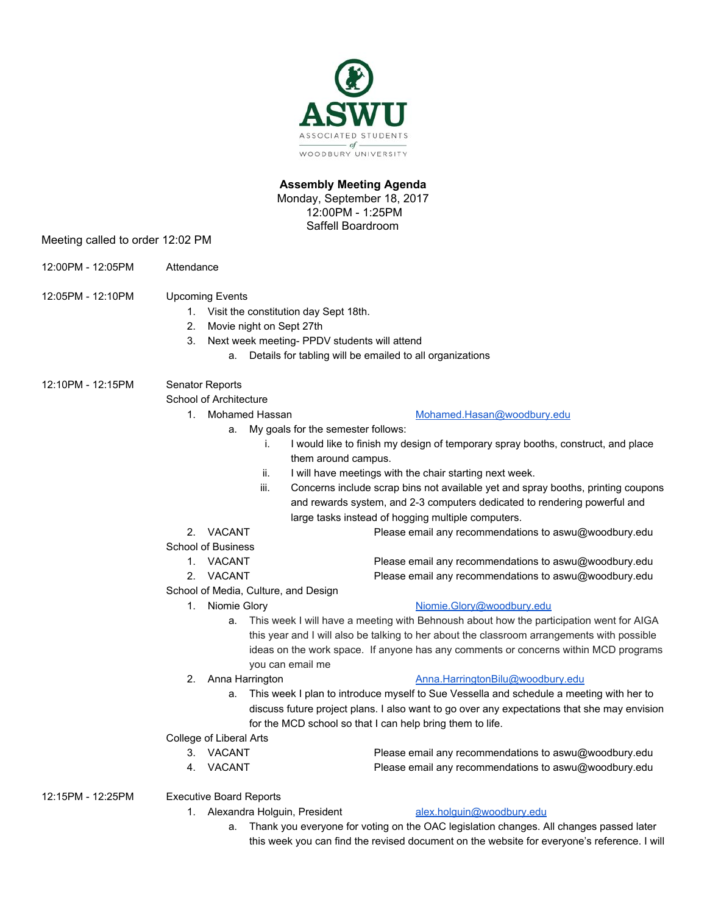# Assembly Meeting Agenda

**Monday, September 18, 2017**
**12:00PM - 1:25PM**
**Saffell Boardroom**

Meeting called to order 12:02 PM

12:00PM - 12:05PM Attendance

12:05PM - 12:10PM Upcoming Events

1. Visit the constitution day Sept 18th.
2. Movie night on Sept 27th
3. Next week meeting- PPDV students will attend
   a. Details for tabling will be emailed to all organizations

12:10PM - 12:15PM Senator Reports

School of Architecture

1. Mohamed Hassan — Mohamed.Hasan@woodbury.edu
   a. My goals for the semester follows:
      i. I would like to finish my design of temporary spray booths, construct, and place them around campus.
      ii. I will have meetings with the chair starting next week.
      iii. Concerns include scrap bins not available yet and spray booths, printing coupons and rewards system, and 2-3 computers dedicated to rendering powerful and large tasks instead of hogging multiple computers.
2. VACANT — Please email any recommendations to aswu@woodbury.edu

School of Business

1. VACANT — Please email any recommendations to aswu@woodbury.edu
2. VACANT — Please email any recommendations to aswu@woodbury.edu

School of Media, Culture, and Design

1. Niomie Glory — Niomie.Glory@woodbury.edu
   a. This week I will have a meeting with Behnoush about how the participation went for AIGA this year and I will also be talking to her about the classroom arrangements with possible ideas on the work space. If anyone has any comments or concerns within MCD programs you can email me
2. Anna Harrington — Anna.HarringtonBilu@woodbury.edu
   a. This week I plan to introduce myself to Sue Vessella and schedule a meeting with her to discuss future project plans. I also want to go over any expectations that she may envision for the MCD school so that I can help bring them to life.

College of Liberal Arts

3. VACANT — Please email any recommendations to aswu@woodbury.edu
4. VACANT — Please email any recommendations to aswu@woodbury.edu

12:15PM - 12:25PM Executive Board Reports

1. Alexandra Holguin, President — alex.holguin@woodbury.edu
   a. Thank you everyone for voting on the OAC legislation changes. All changes passed later this week you can find the revised document on the website for everyone's reference. I will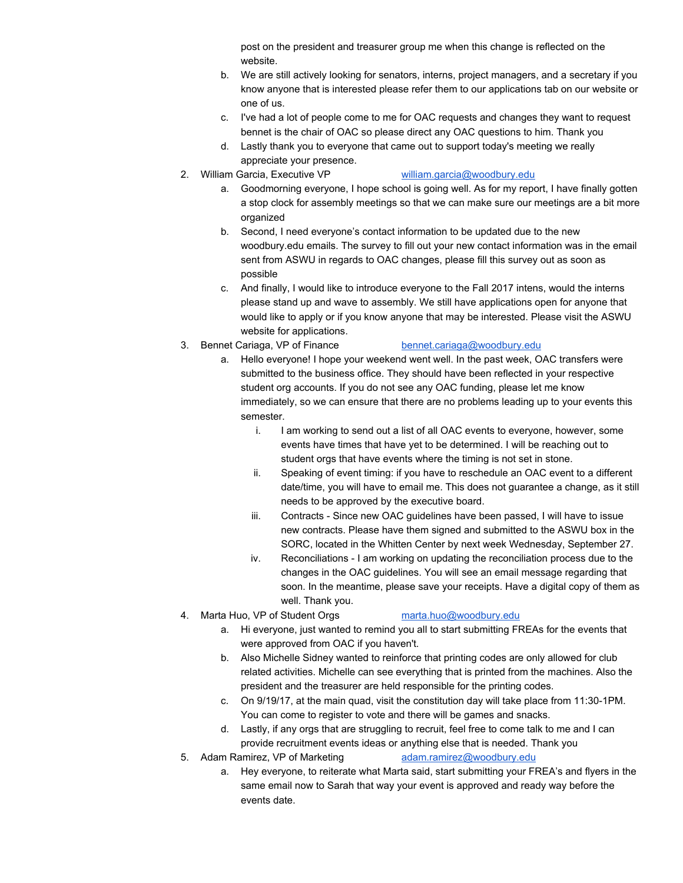post on the president and treasurer group me when this change is reflected on the website.

   b. We are still actively looking for senators, interns, project managers, and a secretary if you know anyone that is interested please refer them to our applications tab on our website or one of us.
   c. I've had a lot of people come to me for OAC requests and changes they want to request bennet is the chair of OAC so please direct any OAC questions to him. Thank you
   d. Lastly thank you to everyone that came out to support today's meeting we really appreciate your presence.

2. William Garcia, Executive VP william.garcia@woodbury.edu
   a. Goodmorning everyone, I hope school is going well. As for my report, I have finally gotten a stop clock for assembly meetings so that we can make sure our meetings are a bit more organized
   b. Second, I need everyone's contact information to be updated due to the new woodbury.edu emails. The survey to fill out your new contact information was in the email sent from ASWU in regards to OAC changes, please fill this survey out as soon as possible
   c. And finally, I would like to introduce everyone to the Fall 2017 intens, would the interns please stand up and wave to assembly. We still have applications open for anyone that would like to apply or if you know anyone that may be interested. Please visit the ASWU website for applications.

3. Bennet Cariaga, VP of Finance bennet.cariaga@woodbury.edu
   a. Hello everyone! I hope your weekend went well. In the past week, OAC transfers were submitted to the business office. They should have been reflected in your respective student org accounts. If you do not see any OAC funding, please let me know immediately, so we can ensure that there are no problems leading up to your events this semester.
      i. I am working to send out a list of all OAC events to everyone, however, some events have times that have yet to be determined. I will be reaching out to student orgs that have events where the timing is not set in stone.
      ii. Speaking of event timing: if you have to reschedule an OAC event to a different date/time, you will have to email me. This does not guarantee a change, as it still needs to be approved by the executive board.
      iii. Contracts - Since new OAC guidelines have been passed, I will have to issue new contracts. Please have them signed and submitted to the ASWU box in the SORC, located in the Whitten Center by next week Wednesday, September 27.
      iv. Reconciliations - I am working on updating the reconciliation process due to the changes in the OAC guidelines. You will see an email message regarding that soon. In the meantime, please save your receipts. Have a digital copy of them as well. Thank you.

4. Marta Huo, VP of Student Orgs marta.huo@woodbury.edu
   a. Hi everyone, just wanted to remind you all to start submitting FREAs for the events that were approved from OAC if you haven't.
   b. Also Michelle Sidney wanted to reinforce that printing codes are only allowed for club related activities. Michelle can see everything that is printed from the machines. Also the president and the treasurer are held responsible for the printing codes.
   c. On 9/19/17, at the main quad, visit the constitution day will take place from 11:30-1PM. You can come to register to vote and there will be games and snacks.
   d. Lastly, if any orgs that are struggling to recruit, feel free to come talk to me and I can provide recruitment events ideas or anything else that is needed. Thank you

5. Adam Ramirez, VP of Marketing adam.ramirez@woodbury.edu
   a. Hey everyone, to reiterate what Marta said, start submitting your FREA's and flyers in the same email now to Sarah that way your event is approved and ready way before the events date.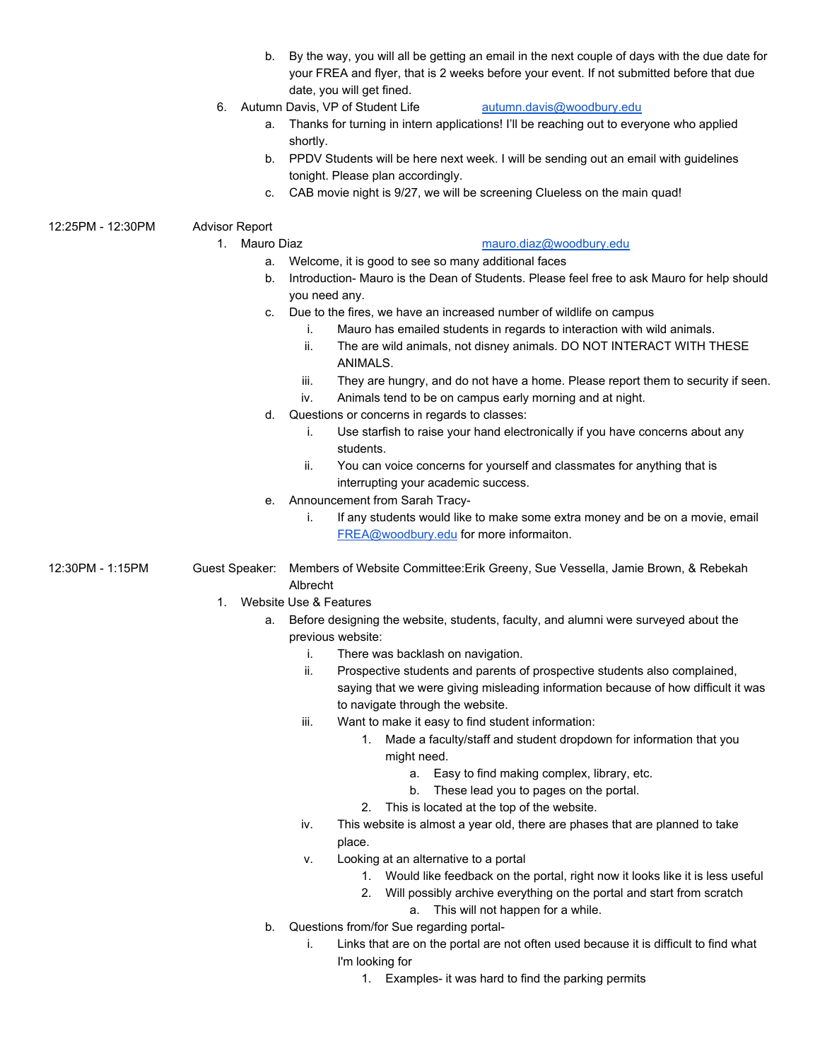b. By the way, you will all be getting an email in the next couple of days with the due date for your FREA and flyer, that is 2 weeks before your event. If not submitted before that due date, you will get fined.

6. Autumn Davis, VP of Student Life autumn.davis@woodbury.edu
    a. Thanks for turning in intern applications! I'll be reaching out to everyone who applied shortly.
    b. PPDV Students will be here next week. I will be sending out an email with guidelines tonight. Please plan accordingly.
    c. CAB movie night is 9/27, we will be screening Clueless on the main quad!

12:25PM - 12:30PM Advisor Report

1. Mauro Diaz mauro.diaz@woodbury.edu
    a. Welcome, it is good to see so many additional faces
    b. Introduction- Mauro is the Dean of Students. Please feel free to ask Mauro for help should you need any.
    c. Due to the fires, we have an increased number of wildlife on campus
        i. Mauro has emailed students in regards to interaction with wild animals.
        ii. The are wild animals, not disney animals. DO NOT INTERACT WITH THESE ANIMALS.
        iii. They are hungry, and do not have a home. Please report them to security if seen.
        iv. Animals tend to be on campus early morning and at night.
    d. Questions or concerns in regards to classes:
        i. Use starfish to raise your hand electronically if you have concerns about any students.
        ii. You can voice concerns for yourself and classmates for anything that is interrupting your academic success.
    e. Announcement from Sarah Tracy-
        i. If any students would like to make some extra money and be on a movie, email FREA@woodbury.edu for more informaiton.

12:30PM - 1:15PM Guest Speaker: Members of Website Committee:Erik Greeny, Sue Vessella, Jamie Brown, & Rebekah Albrecht

1. Website Use & Features
    a. Before designing the website, students, faculty, and alumni were surveyed about the previous website:
        i. There was backlash on navigation.
        ii. Prospective students and parents of prospective students also complained, saying that we were giving misleading information because of how difficult it was to navigate through the website.
        iii. Want to make it easy to find student information:
            1. Made a faculty/staff and student dropdown for information that you might need.
                a. Easy to find making complex, library, etc.
                b. These lead you to pages on the portal.
            2. This is located at the top of the website.
        iv. This website is almost a year old, there are phases that are planned to take place.
        v. Looking at an alternative to a portal
            1. Would like feedback on the portal, right now it looks like it is less useful
            2. Will possibly archive everything on the portal and start from scratch
                a. This will not happen for a while.
    b. Questions from/for Sue regarding portal-
        i. Links that are on the portal are not often used because it is difficult to find what I'm looking for
            1. Examples- it was hard to find the parking permits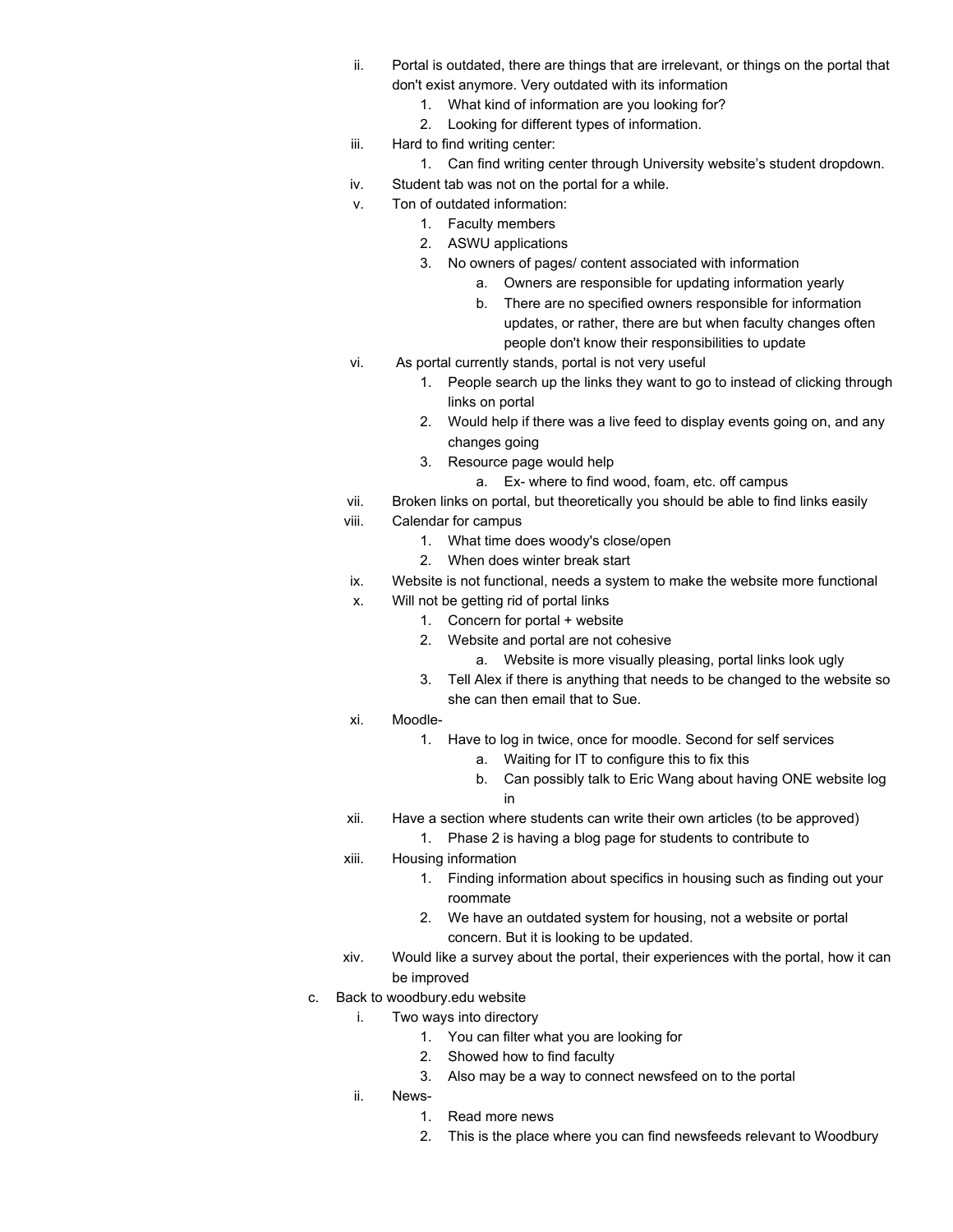ii. Portal is outdated, there are things that are irrelevant, or things on the portal that don't exist anymore. Very outdated with its information
    1. What kind of information are you looking for?
    2. Looking for different types of information.

iii. Hard to find writing center:
    1. Can find writing center through University website's student dropdown.

iv. Student tab was not on the portal for a while.

v. Ton of outdated information:
    1. Faculty members
    2. ASWU applications
    3. No owners of pages/ content associated with information
        a. Owners are responsible for updating information yearly
        b. There are no specified owners responsible for information updates, or rather, there are but when faculty changes often people don't know their responsibilities to update

vi. As portal currently stands, portal is not very useful
    1. People search up the links they want to go to instead of clicking through links on portal
    2. Would help if there was a live feed to display events going on, and any changes going
    3. Resource page would help
        a. Ex- where to find wood, foam, etc. off campus

vii. Broken links on portal, but theoretically you should be able to find links easily

viii. Calendar for campus
    1. What time does woody's close/open
    2. When does winter break start

ix. Website is not functional, needs a system to make the website more functional

x. Will not be getting rid of portal links
    1. Concern for portal + website
    2. Website and portal are not cohesive
        a. Website is more visually pleasing, portal links look ugly
    3. Tell Alex if there is anything that needs to be changed to the website so she can then email that to Sue.

xi. Moodle-
    1. Have to log in twice, once for moodle. Second for self services
        a. Waiting for IT to configure this to fix this
        b. Can possibly talk to Eric Wang about having ONE website log in

xii. Have a section where students can write their own articles (to be approved)
    1. Phase 2 is having a blog page for students to contribute to

xiii. Housing information
    1. Finding information about specifics in housing such as finding out your roommate
    2. We have an outdated system for housing, not a website or portal concern. But it is looking to be updated.

xiv. Would like a survey about the portal, their experiences with the portal, how it can be improved

c. Back to woodbury.edu website

i. Two ways into directory
    1. You can filter what you are looking for
    2. Showed how to find faculty
    3. Also may be a way to connect newsfeed on to the portal

ii. News-
    1. Read more news
    2. This is the place where you can find newsfeeds relevant to Woodbury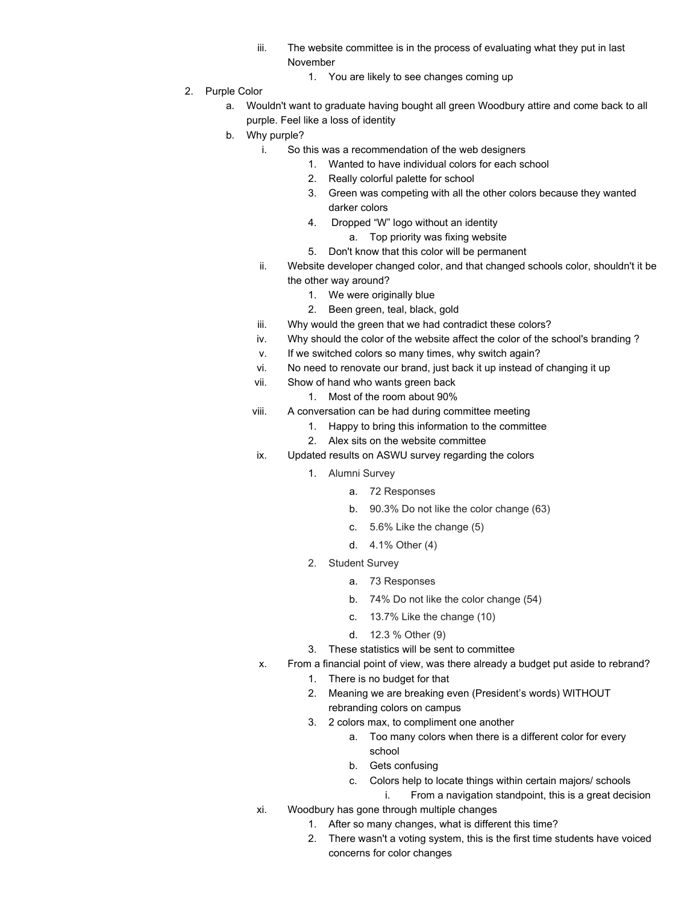iii. The website committee is in the process of evaluating what they put in last November
    1. You are likely to see changes coming up

2. Purple Color
    a. Wouldn't want to graduate having bought all green Woodbury attire and come back to all purple. Feel like a loss of identity
    b. Why purple?
        i. So this was a recommendation of the web designers
            1. Wanted to have individual colors for each school
            2. Really colorful palette for school
            3. Green was competing with all the other colors because they wanted darker colors
            4. Dropped "W" logo without an identity
                a. Top priority was fixing website
            5. Don't know that this color will be permanent
        ii. Website developer changed color, and that changed schools color, shouldn't it be the other way around?
            1. We were originally blue
            2. Been green, teal, black, gold
        iii. Why would the green that we had contradict these colors?
        iv. Why should the color of the website affect the color of the school's branding ?
        v. If we switched colors so many times, why switch again?
        vi. No need to renovate our brand, just back it up instead of changing it up
        vii. Show of hand who wants green back
            1. Most of the room about 90%
        viii. A conversation can be had during committee meeting
            1. Happy to bring this information to the committee
            2. Alex sits on the website committee
        ix. Updated results on ASWU survey regarding the colors
            1. Alumni Survey
                a. 72 Responses
                b. 90.3% Do not like the color change (63)
                c. 5.6% Like the change (5)
                d. 4.1% Other (4)
            2. Student Survey
                a. 73 Responses
                b. 74% Do not like the color change (54)
                c. 13.7% Like the change (10)
                d. 12.3 % Other (9)
            3. These statistics will be sent to committee
        x. From a financial point of view, was there already a budget put aside to rebrand?
            1. There is no budget for that
            2. Meaning we are breaking even (President's words) WITHOUT rebranding colors on campus
            3. 2 colors max, to compliment one another
                a. Too many colors when there is a different color for every school
                b. Gets confusing
                c. Colors help to locate things within certain majors/ schools
                    i. From a navigation standpoint, this is a great decision
        xi. Woodbury has gone through multiple changes
            1. After so many changes, what is different this time?
            2. There wasn't a voting system, this is the first time students have voiced concerns for color changes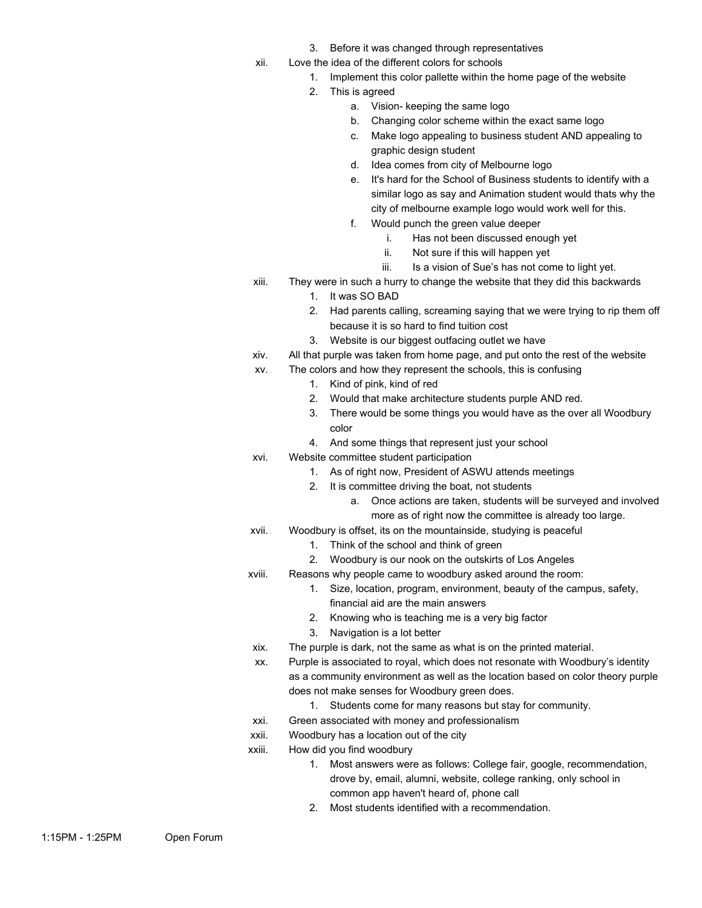3. Before it was changed through representatives

xii. Love the idea of the different colors for schools
   1. Implement this color pallette within the home page of the website
   2. This is agreed
      a. Vision- keeping the same logo
      b. Changing color scheme within the exact same logo
      c. Make logo appealing to business student AND appealing to graphic design student
      d. Idea comes from city of Melbourne logo
      e. It's hard for the School of Business students to identify with a similar logo as say and Animation student would thats why the city of melbourne example logo would work well for this.
      f. Would punch the green value deeper
         i. Has not been discussed enough yet
         ii. Not sure if this will happen yet
         iii. Is a vision of Sue's has not come to light yet.

xiii. They were in such a hurry to change the website that they did this backwards
   1. It was SO BAD
   2. Had parents calling, screaming saying that we were trying to rip them off because it is so hard to find tuition cost
   3. Website is our biggest outfacing outlet we have

xiv. All that purple was taken from home page, and put onto the rest of the website

xv. The colors and how they represent the schools, this is confusing
   1. Kind of pink, kind of red
   2. Would that make architecture students purple AND red.
   3. There would be some things you would have as the over all Woodbury color
   4. And some things that represent just your school

xvi. Website committee student participation
   1. As of right now, President of ASWU attends meetings
   2. It is committee driving the boat, not students
      a. Once actions are taken, students will be surveyed and involved more as of right now the committee is already too large.

xvii. Woodbury is offset, its on the mountainside, studying is peaceful
   1. Think of the school and think of green
   2. Woodbury is our nook on the outskirts of Los Angeles

xviii. Reasons why people came to woodbury asked around the room:
   1. Size, location, program, environment, beauty of the campus, safety, financial aid are the main answers
   2. Knowing who is teaching me is a very big factor
   3. Navigation is a lot better

xix. The purple is dark, not the same as what is on the printed material.

xx. Purple is associated to royal, which does not resonate with Woodbury's identity as a community environment as well as the location based on color theory purple does not make senses for Woodbury green does.
   1. Students come for many reasons but stay for community.

xxi. Green associated with money and professionalism

xxii. Woodbury has a location out of the city

xxiii. How did you find woodbury
   1. Most answers were as follows: College fair, google, recommendation, drove by, email, alumni, website, college ranking, only school in common app haven't heard of, phone call
   2. Most students identified with a recommendation.

1:15PM - 1:25PM Open Forum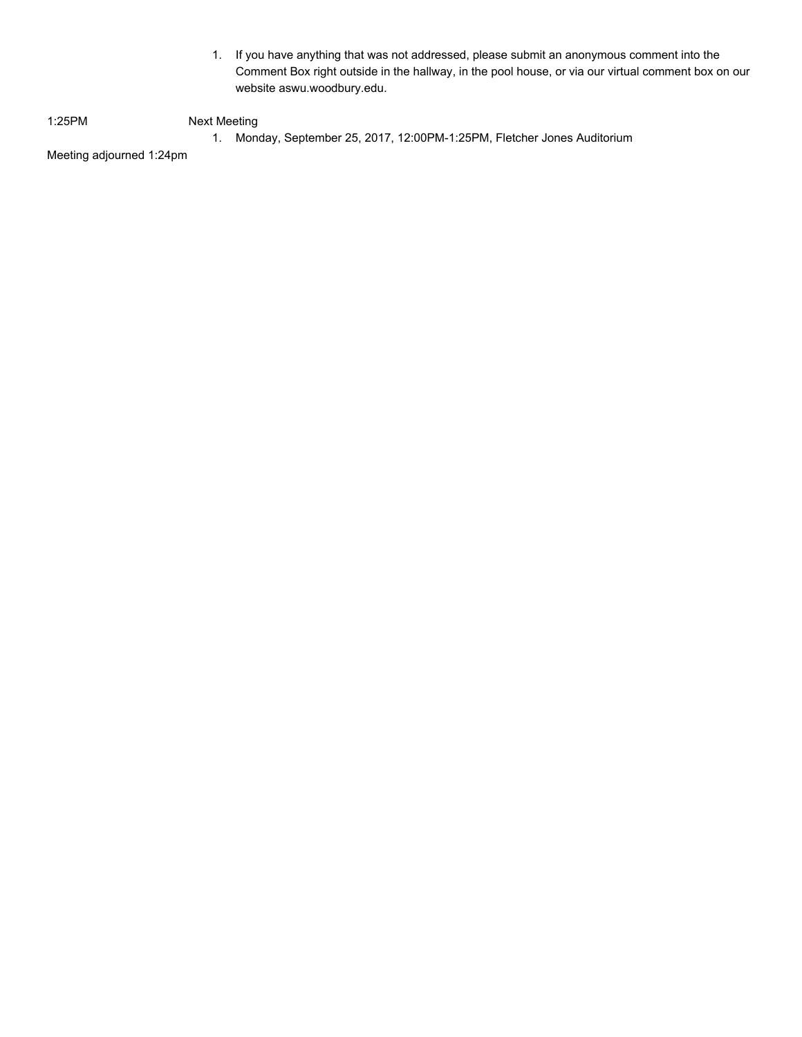1. If you have anything that was not addressed, please submit an anonymous comment into the Comment Box right outside in the hallway, in the pool house, or via our virtual comment box on our website aswu.woodbury.edu.

1:25PM Next Meeting

1. Monday, September 25, 2017, 12:00PM-1:25PM, Fletcher Jones Auditorium

Meeting adjourned 1:24pm